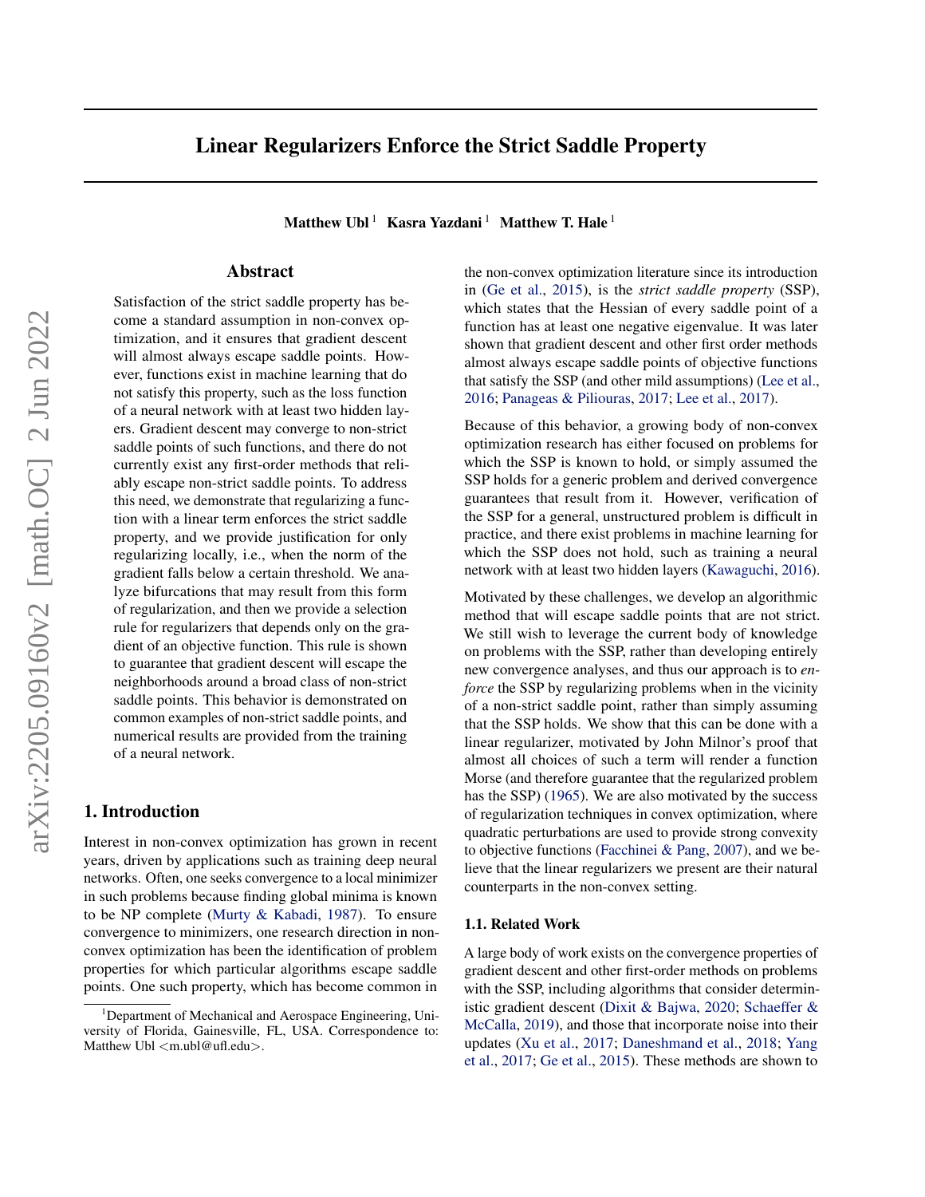# Linear Regularizers Enforce the Strict Saddle Property

**Matthew Ubl**[1] **Kasra Yazdani**[1] **Matthew T. Hale**[1]

## Abstract

Satisfaction of the strict saddle property has become a standard assumption in non-convex optimization, and it ensures that gradient descent will almost always escape saddle points. However, functions exist in machine learning that do not satisfy this property, such as the loss function of a neural network with at least two hidden layers. Gradient descent may converge to non-strict saddle points of such functions, and there do not currently exist any first-order methods that reliably escape non-strict saddle points. To address this need, we demonstrate that regularizing a function with a linear term enforces the strict saddle property, and we provide justification for only regularizing locally, i.e., when the norm of the gradient falls below a certain threshold. We analyze bifurcations that may result from this form of regularization, and then we provide a selection rule for regularizers that depends only on the gradient of an objective function. This rule is shown to guarantee that gradient descent will escape the neighborhoods around a broad class of non-strict saddle points. This behavior is demonstrated on common examples of non-strict saddle points, and numerical results are provided from the training of a neural network.

## 1. Introduction

Interest in non-convex optimization has grown in recent years, driven by applications such as training deep neural networks. Often, one seeks convergence to a local minimizer in such problems because finding global minima is known to be NP complete (Murty & Kabadi, 1987). To ensure convergence to minimizers, one research direction in non-convex optimization has been the identification of problem properties for which particular algorithms escape saddle points. One such property, which has become common in the non-convex optimization literature since its introduction in (Ge et al., 2015), is the *strict saddle property* (SSP), which states that the Hessian of every saddle point of a function has at least one negative eigenvalue. It was later shown that gradient descent and other first order methods almost always escape saddle points of objective functions that satisfy the SSP (and other mild assumptions) (Lee et al., 2016; Panageas & Piliouras, 2017; Lee et al., 2017).

Because of this behavior, a growing body of non-convex optimization research has either focused on problems for which the SSP is known to hold, or simply assumed the SSP holds for a generic problem and derived convergence guarantees that result from it. However, verification of the SSP for a general, unstructured problem is difficult in practice, and there exist problems in machine learning for which the SSP does not hold, such as training a neural network with at least two hidden layers (Kawaguchi, 2016).

Motivated by these challenges, we develop an algorithmic method that will escape saddle points that are not strict. We still wish to leverage the current body of knowledge on problems with the SSP, rather than developing entirely new convergence analyses, and thus our approach is to *enforce* the SSP by regularizing problems when in the vicinity of a non-strict saddle point, rather than simply assuming that the SSP holds. We show that this can be done with a linear regularizer, motivated by John Milnor's proof that almost all choices of such a term will render a function Morse (and therefore guarantee that the regularized problem has the SSP) (1965). We are also motivated by the success of regularization techniques in convex optimization, where quadratic perturbations are used to provide strong convexity to objective functions (Facchinei & Pang, 2007), and we believe that the linear regularizers we present are their natural counterparts in the non-convex setting.

### 1.1. Related Work

A large body of work exists on the convergence properties of gradient descent and other first-order methods on problems with the SSP, including algorithms that consider deterministic gradient descent (Dixit & Bajwa, 2020; Schaeffer & McCalla, 2019), and those that incorporate noise into their updates (Xu et al., 2017; Daneshmand et al., 2018; Yang et al., 2017; Ge et al., 2015). These methods are shown to

---

[1]Department of Mechanical and Aerospace Engineering, University of Florida, Gainesville, FL, USA. Correspondence to: Matthew Ubl <m.ubl@ufl.edu>.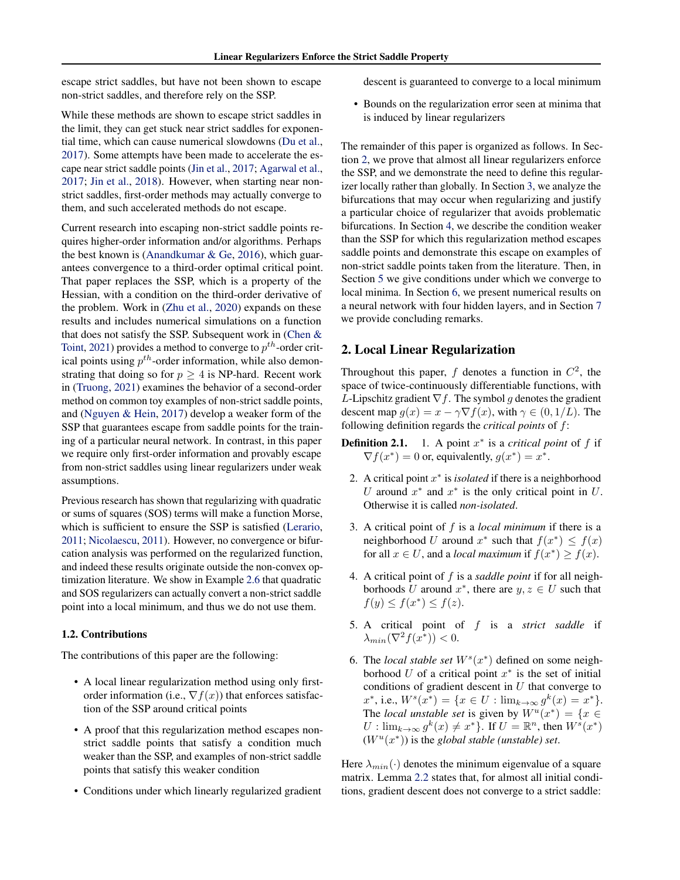escape strict saddles, but have not been shown to escape non-strict saddles, and therefore rely on the SSP.

While these methods are shown to escape strict saddles in the limit, they can get stuck near strict saddles for exponential time, which can cause numerical slowdowns (Du et al., 2017). Some attempts have been made to accelerate the escape near strict saddle points (Jin et al., 2017; Agarwal et al., 2017; Jin et al., 2018). However, when starting near non-strict saddles, first-order methods may actually converge to them, and such accelerated methods do not escape.

Current research into escaping non-strict saddle points requires higher-order information and/or algorithms. Perhaps the best known is (Anandkumar & Ge, 2016), which guarantees convergence to a third-order optimal critical point. That paper replaces the SSP, which is a property of the Hessian, with a condition on the third-order derivative of the problem. Work in (Zhu et al., 2020) expands on these results and includes numerical simulations on a function that does not satisfy the SSP. Subsequent work in (Chen & Toint, 2021) provides a method to converge to $p^{th}$-order critical points using $p^{th}$-order information, while also demonstrating that doing so for $p \geq 4$ is NP-hard. Recent work in (Truong, 2021) examines the behavior of a second-order method on common toy examples of non-strict saddle points, and (Nguyen & Hein, 2017) develop a weaker form of the SSP that guarantees escape from saddle points for the training of a particular neural network. In contrast, in this paper we require only first-order information and provably escape from non-strict saddles using linear regularizers under weak assumptions.

Previous research has shown that regularizing with quadratic or sums of squares (SOS) terms will make a function Morse, which is sufficient to ensure the SSP is satisfied (Lerario, 2011; Nicolaescu, 2011). However, no convergence or bifurcation analysis was performed on the regularized function, and indeed these results originate outside the non-convex optimization literature. We show in Example 2.6 that quadratic and SOS regularizers can actually convert a non-strict saddle point into a local minimum, and thus we do not use them.

### 1.2. Contributions

The contributions of this paper are the following:

- A local linear regularization method using only first-order information (i.e., $\nabla f(x)$) that enforces satisfaction of the SSP around critical points
- A proof that this regularization method escapes non-strict saddle points that satisfy a condition much weaker than the SSP, and examples of non-strict saddle points that satisfy this weaker condition
- Conditions under which linearly regularized gradient descent is guaranteed to converge to a local minimum
- Bounds on the regularization error seen at minima that is induced by linear regularizers

The remainder of this paper is organized as follows. In Section 2, we prove that almost all linear regularizers enforce the SSP, and we demonstrate the need to define this regularizer locally rather than globally. In Section 3, we analyze the bifurcations that may occur when regularizing and justify a particular choice of regularizer that avoids problematic bifurcations. In Section 4, we describe the condition weaker than the SSP for which this regularization method escapes saddle points and demonstrate this escape on examples of non-strict saddle points taken from the literature. Then, in Section 5 we give conditions under which we converge to local minima. In Section 6, we present numerical results on a neural network with four hidden layers, and in Section 7 we provide concluding remarks.

## 2. Local Linear Regularization

Throughout this paper, $f$ denotes a function in $C^2$, the space of twice-continuously differentiable functions, with $L$-Lipschitz gradient $\nabla f$. The symbol $g$ denotes the gradient descent map $g(x) = x - \gamma \nabla f(x)$, with $\gamma \in (0, 1/L)$. The following definition regards the *critical points* of $f$:

**Definition 2.1.**

1. A point $x^*$ is a *critical point* of $f$ if $\nabla f(x^*) = 0$ or, equivalently, $g(x^*) = x^*$.
2. A critical point $x^*$ is *isolated* if there is a neighborhood $U$ around $x^*$ and $x^*$ is the only critical point in $U$. Otherwise it is called *non-isolated*.
3. A critical point of $f$ is a *local minimum* if there is a neighborhood $U$ around $x^*$ such that $f(x^*) \leq f(x)$ for all $x \in U$, and a *local maximum* if $f(x^*) \geq f(x)$.
4. A critical point of $f$ is a *saddle point* if for all neighborhoods $U$ around $x^*$, there are $y, z \in U$ such that $f(y) \leq f(x^*) \leq f(z)$.
5. A critical point of $f$ is a *strict saddle* if $\lambda_{min}(\nabla^2 f(x^*)) < 0$.
6. The *local stable set* $W^s(x^*)$ defined on some neighborhood $U$ of a critical point $x^*$ is the set of initial conditions of gradient descent in $U$ that converge to $x^*$, i.e., $W^s(x^*) = \{x \in U : \lim_{k \to \infty} g^k(x) = x^*\}$. The *local unstable set* is given by $W^u(x^*) = \{x \in U : \lim_{k \to \infty} g^k(x) \neq x^*\}$. If $U = \mathbb{R}^n$, then $W^s(x^*)$ ($W^u(x^*)$) is the *global stable (unstable) set*.

Here $\lambda_{min}(\cdot)$ denotes the minimum eigenvalue of a square matrix. Lemma 2.2 states that, for almost all initial conditions, gradient descent does not converge to a strict saddle: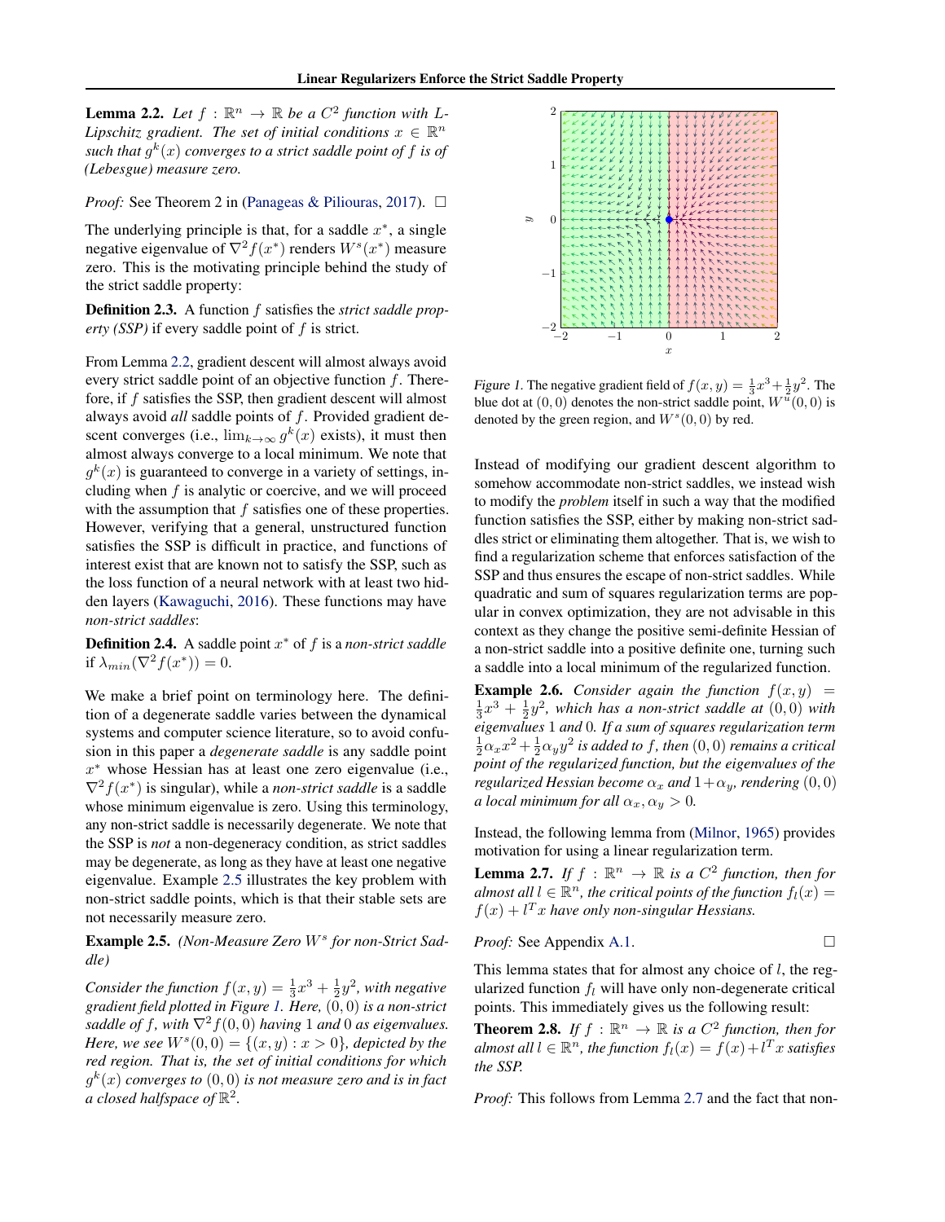**Lemma 2.2.** *Let $f : \mathbb{R}^n \to \mathbb{R}$ be a $C^2$ function with $L$-Lipschitz gradient. The set of initial conditions $x \in \mathbb{R}^n$ such that $g^k(x)$ converges to a strict saddle point of $f$ is of (Lebesgue) measure zero.*

*Proof:* See Theorem 2 in (Panageas & Piliouras, 2017). □

The underlying principle is that, for a saddle $x^*$, a single negative eigenvalue of $\nabla^2 f(x^*)$ renders $W^s(x^*)$ measure zero. This is the motivating principle behind the study of the strict saddle property:

**Definition 2.3.** A function $f$ satisfies the *strict saddle property (SSP)* if every saddle point of $f$ is strict.

From Lemma 2.2, gradient descent will almost always avoid every strict saddle point of an objective function $f$. Therefore, if $f$ satisfies the SSP, then gradient descent will almost always avoid *all* saddle points of $f$. Provided gradient descent converges (i.e., $\lim_{k\to\infty} g^k(x)$ exists), it must then almost always converge to a local minimum. We note that $g^k(x)$ is guaranteed to converge in a variety of settings, including when $f$ is analytic or coercive, and we will proceed with the assumption that $f$ satisfies one of these properties. However, verifying that a general, unstructured function satisfies the SSP is difficult in practice, and functions of interest exist that are known not to satisfy the SSP, such as the loss function of a neural network with at least two hidden layers (Kawaguchi, 2016). These functions may have *non-strict saddles*:

**Definition 2.4.** A saddle point $x^*$ of $f$ is a *non-strict saddle* if $\lambda_{min}(\nabla^2 f(x^*)) = 0$.

We make a brief point on terminology here. The definition of a degenerate saddle varies between the dynamical systems and computer science literature, so to avoid confusion in this paper a *degenerate saddle* is any saddle point $x^*$ whose Hessian has at least one zero eigenvalue (i.e., $\nabla^2 f(x^*)$ is singular), while a *non-strict saddle* is a saddle whose minimum eigenvalue is zero. Using this terminology, any non-strict saddle is necessarily degenerate. We note that the SSP is *not* a non-degeneracy condition, as strict saddles may be degenerate, as long as they have at least one negative eigenvalue. Example 2.5 illustrates the key problem with non-strict saddle points, which is that their stable sets are not necessarily measure zero.

**Example 2.5.** *(Non-Measure Zero $W^s$ for non-Strict Saddle)*

*Consider the function $f(x,y) = \frac{1}{3}x^3 + \frac{1}{2}y^2$, with negative gradient field plotted in Figure 1. Here, $(0,0)$ is a non-strict saddle of $f$, with $\nabla^2 f(0,0)$ having $1$ and $0$ as eigenvalues. Here, we see $W^s(0,0) = \{(x,y) : x > 0\}$, depicted by the red region. That is, the set of initial conditions for which $g^k(x)$ converges to $(0,0)$ is not measure zero and is in fact a closed halfspace of $\mathbb{R}^2$.*

*Figure 1.* The negative gradient field of $f(x,y) = \frac{1}{3}x^3 + \frac{1}{2}y^2$. The blue dot at $(0,0)$ denotes the non-strict saddle point, $W^u(0,0)$ is denoted by the green region, and $W^s(0,0)$ by red.

Instead of modifying our gradient descent algorithm to somehow accommodate non-strict saddles, we instead wish to modify the *problem* itself in such a way that the modified function satisfies the SSP, either by making non-strict saddles strict or eliminating them altogether. That is, we wish to find a regularization scheme that enforces satisfaction of the SSP and thus ensures the escape of non-strict saddles. While quadratic and sum of squares regularization terms are popular in convex optimization, they are not advisable in this context as they change the positive semi-definite Hessian of a non-strict saddle into a positive definite one, turning such a saddle into a local minimum of the regularized function.

**Example 2.6.** *Consider again the function $f(x,y) = \frac{1}{3}x^3 + \frac{1}{2}y^2$, which has a non-strict saddle at $(0,0)$ with eigenvalues $1$ and $0$. If a sum of squares regularization term $\frac{1}{2}\alpha_x x^2 + \frac{1}{2}\alpha_y y^2$ is added to $f$, then $(0,0)$ remains a critical point of the regularized function, but the eigenvalues of the regularized Hessian become $\alpha_x$ and $1+\alpha_y$, rendering $(0,0)$ a local minimum for all $\alpha_x, \alpha_y > 0$.*

Instead, the following lemma from (Milnor, 1965) provides motivation for using a linear regularization term.

**Lemma 2.7.** *If $f : \mathbb{R}^n \to \mathbb{R}$ is a $C^2$ function, then for almost all $l \in \mathbb{R}^n$, the critical points of the function $f_l(x) = f(x) + l^T x$ have only non-singular Hessians.*

*Proof:* See Appendix A.1. □

This lemma states that for almost any choice of $l$, the regularized function $f_l$ will have only non-degenerate critical points. This immediately gives us the following result:

**Theorem 2.8.** *If $f : \mathbb{R}^n \to \mathbb{R}$ is a $C^2$ function, then for almost all $l \in \mathbb{R}^n$, the function $f_l(x) = f(x) + l^T x$ satisfies the SSP.*

*Proof:* This follows from Lemma 2.7 and the fact that non-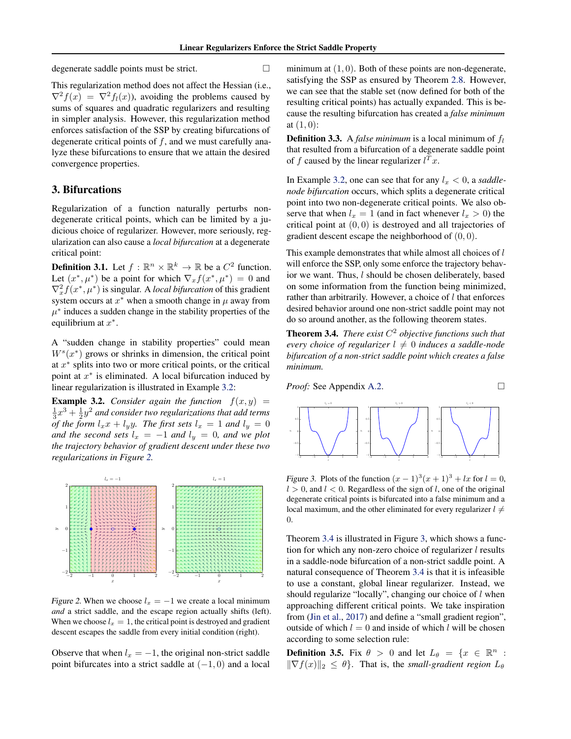degenerate saddle points must be strict. □

This regularization method does not affect the Hessian (i.e., $\nabla^2 f(x) = \nabla^2 f_l(x)$), avoiding the problems caused by sums of squares and quadratic regularizers and resulting in simpler analysis. However, this regularization method enforces satisfaction of the SSP by creating bifurcations of degenerate critical points of $f$, and we must carefully analyze these bifurcations to ensure that we attain the desired convergence properties.

## 3. Bifurcations

Regularization of a function naturally perturbs non-degenerate critical points, which can be limited by a judicious choice of regularizer. However, more seriously, regularization can also cause a *local bifurcation* at a degenerate critical point:

**Definition 3.1.** Let $f : \mathbb{R}^n \times \mathbb{R}^k \to \mathbb{R}$ be a $C^2$ function. Let $(x^*, \mu^*)$ be a point for which $\nabla_x f(x^*, \mu^*) = 0$ and $\nabla_x^2 f(x^*, \mu^*)$ is singular. A *local bifurcation* of this gradient system occurs at $x^*$ when a smooth change in $\mu$ away from $\mu^*$ induces a sudden change in the stability properties of the equilibrium at $x^*$.

A "sudden change in stability properties" could mean $W^s(x^*)$ grows or shrinks in dimension, the critical point at $x^*$ splits into two or more critical points, or the critical point at $x^*$ is eliminated. A local bifurcation induced by linear regularization is illustrated in Example 3.2:

**Example 3.2.** *Consider again the function $f(x, y) = \frac{1}{3}x^3 + \frac{1}{2}y^2$ and consider two regularizations that add terms of the form $l_x x + l_y y$. The first sets $l_x = 1$ and $l_y = 0$ and the second sets $l_x = -1$ and $l_y = 0$, and we plot the trajectory behavior of gradient descent under these two regularizations in Figure 2.*

Figure 2. When we choose $l_x = -1$ we create a local minimum *and* a strict saddle, and the escape region actually shifts (left). When we choose $l_x = 1$, the critical point is destroyed and gradient descent escapes the saddle from every initial condition (right).

Observe that when $l_x = -1$, the original non-strict saddle point bifurcates into a strict saddle at $(-1, 0)$ and a local minimum at $(1, 0)$. Both of these points are non-degenerate, satisfying the SSP as ensured by Theorem 2.8. However, we can see that the stable set (now defined for both of the resulting critical points) has actually expanded. This is because the resulting bifurcation has created a *false minimum* at $(1, 0)$:

**Definition 3.3.** A *false minimum* is a local minimum of $f_l$ that resulted from a bifurcation of a degenerate saddle point of $f$ caused by the linear regularizer $l^T x$.

In Example 3.2, one can see that for any $l_x < 0$, a *saddle-node bifurcation* occurs, which splits a degenerate critical point into two non-degenerate critical points. We also observe that when $l_x = 1$ (and in fact whenever $l_x > 0$) the critical point at $(0, 0)$ is destroyed and all trajectories of gradient descent escape the neighborhood of $(0, 0)$.

This example demonstrates that while almost all choices of $l$ will enforce the SSP, only some enforce the trajectory behavior we want. Thus, $l$ should be chosen deliberately, based on some information from the function being minimized, rather than arbitrarily. However, a choice of $l$ that enforces desired behavior around one non-strict saddle point may not do so around another, as the following theorem states.

**Theorem 3.4.** *There exist $C^2$ objective functions such that every choice of regularizer $l \neq 0$ induces a saddle-node bifurcation of a non-strict saddle point which creates a false minimum.*

*Proof:* See Appendix A.2. □

Figure 3. Plots of the function $(x - 1)^3(x + 1)^3 + lx$ for $l = 0$, $l > 0$, and $l < 0$. Regardless of the sign of $l$, one of the original degenerate critical points is bifurcated into a false minimum and a local maximum, and the other eliminated for every regularizer $l \neq 0$.

Theorem 3.4 is illustrated in Figure 3, which shows a function for which any non-zero choice of regularizer $l$ results in a saddle-node bifurcation of a non-strict saddle point. A natural consequence of Theorem 3.4 is that it is infeasible to use a constant, global linear regularizer. Instead, we should regularize "locally", changing our choice of $l$ when approaching different critical points. We take inspiration from (Jin et al., 2017) and define a "small gradient region", outside of which $l = 0$ and inside of which $l$ will be chosen according to some selection rule:

**Definition 3.5.** Fix $\theta > 0$ and let $L_\theta = \{x \in \mathbb{R}^n : \|\nabla f(x)\|_2 \leq \theta\}$. That is, the *small-gradient region* $L_\theta$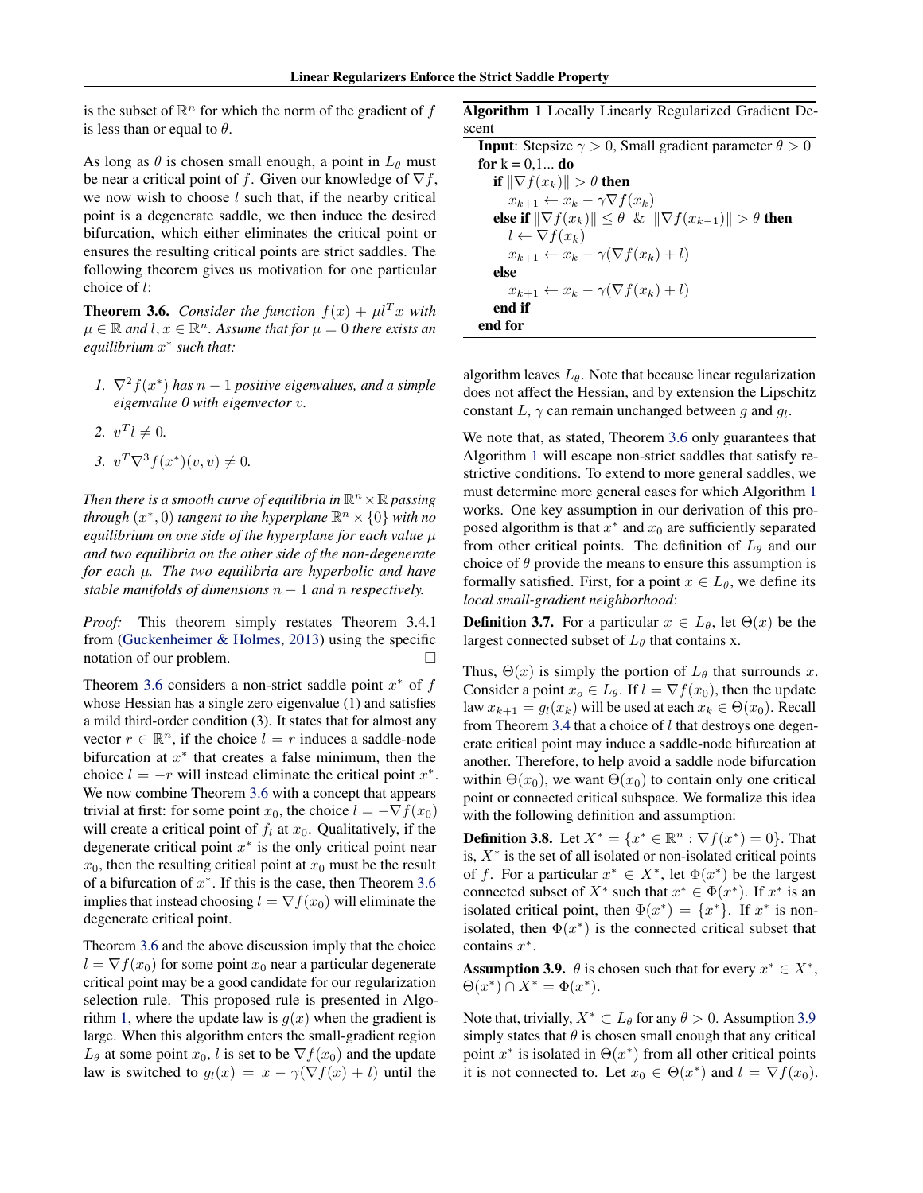is the subset of $\mathbb{R}^n$ for which the norm of the gradient of $f$ is less than or equal to $\theta$.

As long as $\theta$ is chosen small enough, a point in $L_\theta$ must be near a critical point of $f$. Given our knowledge of $\nabla f$, we now wish to choose $l$ such that, if the nearby critical point is a degenerate saddle, we then induce the desired bifurcation, which either eliminates the critical point or ensures the resulting critical points are strict saddles. The following theorem gives us motivation for one particular choice of $l$:

**Theorem 3.6.** *Consider the function $f(x) + \mu l^T x$ with $\mu \in \mathbb{R}$ and $l, x \in \mathbb{R}^n$. Assume that for $\mu = 0$ there exists an equilibrium $x^*$ such that:*

1. *$\nabla^2 f(x^*)$ has $n-1$ positive eigenvalues, and a simple eigenvalue 0 with eigenvector $v$.*
2. *$v^T l \neq 0$.*
3. *$v^T \nabla^3 f(x^*)(v, v) \neq 0$.*

*Then there is a smooth curve of equilibria in $\mathbb{R}^n \times \mathbb{R}$ passing through $(x^*, 0)$ tangent to the hyperplane $\mathbb{R}^n \times \{0\}$ with no equilibrium on one side of the hyperplane for each value $\mu$ and two equilibria on the other side of the non-degenerate for each $\mu$. The two equilibria are hyperbolic and have stable manifolds of dimensions $n-1$ and $n$ respectively.*

*Proof:* This theorem simply restates Theorem 3.4.1 from (Guckenheimer & Holmes, 2013) using the specific notation of our problem. □

Theorem 3.6 considers a non-strict saddle point $x^*$ of $f$ whose Hessian has a single zero eigenvalue (1) and satisfies a mild third-order condition (3). It states that for almost any vector $r \in \mathbb{R}^n$, if the choice $l = r$ induces a saddle-node bifurcation at $x^*$ that creates a false minimum, then the choice $l = -r$ will instead eliminate the critical point $x^*$. We now combine Theorem 3.6 with a concept that appears trivial at first: for some point $x_0$, the choice $l = -\nabla f(x_0)$ will create a critical point of $f_l$ at $x_0$. Qualitatively, if the degenerate critical point $x^*$ is the only critical point near $x_0$, then the resulting critical point at $x_0$ must be the result of a bifurcation of $x^*$. If this is the case, then Theorem 3.6 implies that instead choosing $l = \nabla f(x_0)$ will eliminate the degenerate critical point.

Theorem 3.6 and the above discussion imply that the choice $l = \nabla f(x_0)$ for some point $x_0$ near a particular degenerate critical point may be a good candidate for our regularization selection rule. This proposed rule is presented in Algorithm 1, where the update law is $g(x)$ when the gradient is large. When this algorithm enters the small-gradient region $L_\theta$ at some point $x_0$, $l$ is set to be $\nabla f(x_0)$ and the update law is switched to $g_l(x) = x - \gamma(\nabla f(x) + l)$ until the algorithm leaves $L_\theta$. Note that because linear regularization does not affect the Hessian, and by extension the Lipschitz constant $L$, $\gamma$ can remain unchanged between $g$ and $g_l$.

**Algorithm 1** Locally Linearly Regularized Gradient Descent

```
Input: Stepsize γ > 0, Small gradient parameter θ > 0
for k = 0,1... do
  if ‖∇f(x_k)‖ > θ then
    x_{k+1} ← x_k − γ∇f(x_k)
  else if ‖∇f(x_k)‖ ≤ θ & ‖∇f(x_{k−1})‖ > θ then
    l ← ∇f(x_k)
    x_{k+1} ← x_k − γ(∇f(x_k) + l)
  else
    x_{k+1} ← x_k − γ(∇f(x_k) + l)
  end if
end for
```

We note that, as stated, Theorem 3.6 only guarantees that Algorithm 1 will escape non-strict saddles that satisfy restrictive conditions. To extend to more general saddles, we must determine more general cases for which Algorithm 1 works. One key assumption in our derivation of this proposed algorithm is that $x^*$ and $x_0$ are sufficiently separated from other critical points. The definition of $L_\theta$ and our choice of $\theta$ provide the means to ensure this assumption is formally satisfied. First, for a point $x \in L_\theta$, we define its *local small-gradient neighborhood*:

**Definition 3.7.** For a particular $x \in L_\theta$, let $\Theta(x)$ be the largest connected subset of $L_\theta$ that contains x.

Thus, $\Theta(x)$ is simply the portion of $L_\theta$ that surrounds $x$. Consider a point $x_o \in L_\theta$. If $l = \nabla f(x_0)$, then the update law $x_{k+1} = g_l(x_k)$ will be used at each $x_k \in \Theta(x_0)$. Recall from Theorem 3.4 that a choice of $l$ that destroys one degenerate critical point may induce a saddle-node bifurcation at another. Therefore, to help avoid a saddle node bifurcation within $\Theta(x_0)$, we want $\Theta(x_0)$ to contain only one critical point or connected critical subspace. We formalize this idea with the following definition and assumption:

**Definition 3.8.** Let $X^* = \{x^* \in \mathbb{R}^n : \nabla f(x^*) = 0\}$. That is, $X^*$ is the set of all isolated or non-isolated critical points of $f$. For a particular $x^* \in X^*$, let $\Phi(x^*)$ be the largest connected subset of $X^*$ such that $x^* \in \Phi(x^*)$. If $x^*$ is an isolated critical point, then $\Phi(x^*) = \{x^*\}$. If $x^*$ is non-isolated, then $\Phi(x^*)$ is the connected critical subset that contains $x^*$.

**Assumption 3.9.** $\theta$ is chosen such that for every $x^* \in X^*$, $\Theta(x^*) \cap X^* = \Phi(x^*)$.

Note that, trivially, $X^* \subset L_\theta$ for any $\theta > 0$. Assumption 3.9 simply states that $\theta$ is chosen small enough that any critical point $x^*$ is isolated in $\Theta(x^*)$ from all other critical points it is not connected to. Let $x_0 \in \Theta(x^*)$ and $l = \nabla f(x_0)$.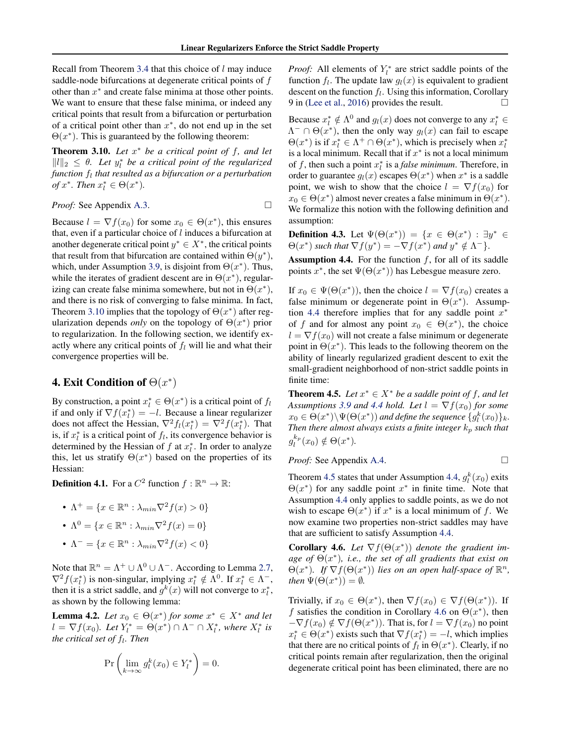Recall from Theorem 3.4 that this choice of $l$ may induce saddle-node bifurcations at degenerate critical points of $f$ other than $x^*$ and create false minima at those other points. We want to ensure that these false minima, or indeed any critical points that result from a bifurcation or perturbation of a critical point other than $x^*$, do not end up in the set $\Theta(x^*)$. This is guaranteed by the following theorem:

**Theorem 3.10.** *Let $x^*$ be a critical point of $f$, and let $\|l\|_2 \leq \theta$. Let $y_l^*$ be a critical point of the regularized function $f_l$ that resulted as a bifurcation or a perturbation of $x^*$. Then $x_l^* \in \Theta(x^*)$.*

*Proof:* See Appendix A.3. □

Because $l = \nabla f(x_0)$ for some $x_0 \in \Theta(x^*)$, this ensures that, even if a particular choice of $l$ induces a bifurcation at another degenerate critical point $y^* \in X^*$, the critical points that result from that bifurcation are contained within $\Theta(y^*)$, which, under Assumption 3.9, is disjoint from $\Theta(x^*)$. Thus, while the iterates of gradient descent are in $\Theta(x^*)$, regularizing can create false minima somewhere, but not in $\Theta(x^*)$, and there is no risk of converging to false minima. In fact, Theorem 3.10 implies that the topology of $\Theta(x^*)$ after regularization depends *only* on the topology of $\Theta(x^*)$ prior to regularization. In the following section, we identify exactly where any critical points of $f_l$ will lie and what their convergence properties will be.

## 4. Exit Condition of $\Theta(x^*)$

By construction, a point $x_l^* \in \Theta(x^*)$ is a critical point of $f_l$ if and only if $\nabla f(x_l^*) = -l$. Because a linear regularizer does not affect the Hessian, $\nabla^2 f_l(x_l^*) = \nabla^2 f(x_l^*)$. That is, if $x_l^*$ is a critical point of $f_l$, its convergence behavior is determined by the Hessian of $f$ at $x_l^*$. In order to analyze this, let us stratify $\Theta(x^*)$ based on the properties of its Hessian:

**Definition 4.1.** For a $C^2$ function $f : \mathbb{R}^n \to \mathbb{R}$:

- $\Lambda^+ = \{x \in \mathbb{R}^n : \lambda_{min} \nabla^2 f(x) > 0\}$
- $\Lambda^0 = \{x \in \mathbb{R}^n : \lambda_{min} \nabla^2 f(x) = 0\}$
- $\Lambda^- = \{x \in \mathbb{R}^n : \lambda_{min} \nabla^2 f(x) < 0\}$

Note that $\mathbb{R}^n = \Lambda^+ \cup \Lambda^0 \cup \Lambda^-$. According to Lemma 2.7, $\nabla^2 f(x_l^*)$ is non-singular, implying $x_l^* \notin \Lambda^0$. If $x_l^* \in \Lambda^-$, then it is a strict saddle, and $g^k(x)$ will not converge to $x_l^*$, as shown by the following lemma:

**Lemma 4.2.** *Let $x_0 \in \Theta(x^*)$ for some $x^* \in X^*$ and let $l = \nabla f(x_0)$. Let $Y_l^* = \Theta(x^*) \cap \Lambda^- \cap X_l^*$, where $X_l^*$ is the critical set of $f_l$. Then*

$$\Pr\left(\lim_{k\to\infty} g_l^k(x_0) \in Y_l^*\right) = 0.$$

*Proof:* All elements of $Y_l^*$ are strict saddle points of the function $f_l$. The update law $g_l(x)$ is equivalent to gradient descent on the function $f_l$. Using this information, Corollary 9 in (Lee et al., 2016) provides the result. □

Because $x_l^* \notin \Lambda^0$ and $g_l(x)$ does not converge to any $x_l^* \in \Lambda^- \cap \Theta(x^*)$, then the only way $g_l(x)$ can fail to escape $\Theta(x^*)$ is if $x_l^* \in \Lambda^+ \cap \Theta(x^*)$, which is precisely when $x_l^*$ is a local minimum. Recall that if $x^*$ is not a local minimum of $f$, then such a point $x_l^*$ is a *false minimum*. Therefore, in order to guarantee $g_l(x)$ escapes $\Theta(x^*)$ when $x^*$ is a saddle point, we wish to show that the choice $l = \nabla f(x_0)$ for $x_0 \in \Theta(x^*)$ almost never creates a false minimum in $\Theta(x^*)$. We formalize this notion with the following definition and assumption:

**Definition 4.3.** Let $\Psi(\Theta(x^*)) = \{x \in \Theta(x^*) : \exists y^* \in \Theta(x^*)$ *such that* $\nabla f(y^*) = -\nabla f(x^*)$ *and* $y^* \notin \Lambda^-\}$.

**Assumption 4.4.** For the function $f$, for all of its saddle points $x^*$, the set $\Psi(\Theta(x^*))$ has Lebesgue measure zero.

If $x_0 \in \Psi(\Theta(x^*))$, then the choice $l = \nabla f(x_0)$ creates a false minimum or degenerate point in $\Theta(x^*)$. Assumption 4.4 therefore implies that for any saddle point $x^*$ of $f$ and for almost any point $x_0 \in \Theta(x^*)$, the choice $l = \nabla f(x_0)$ will not create a false minimum or degenerate point in $\Theta(x^*)$. This leads to the following theorem on the ability of linearly regularized gradient descent to exit the small-gradient neighborhood of non-strict saddle points in finite time:

**Theorem 4.5.** *Let $x^* \in X^*$ be a saddle point of $f$, and let Assumptions 3.9 and 4.4 hold. Let $l = \nabla f(x_0)$ for some $x_0 \in \Theta(x^*) \backslash \Psi(\Theta(x^*))$ and define the sequence $\{g_l^k(x_0)\}_k$. Then there almost always exists a finite integer $k_p$ such that $g_l^{k_p}(x_0) \notin \Theta(x^*)$.*

*Proof:* See Appendix A.4. □

Theorem 4.5 states that under Assumption 4.4, $g_l^k(x_0)$ exits $\Theta(x^*)$ for any saddle point $x^*$ in finite time. Note that Assumption 4.4 only applies to saddle points, as we do not wish to escape $\Theta(x^*)$ if $x^*$ is a local minimum of $f$. We now examine two properties non-strict saddles may have that are sufficient to satisfy Assumption 4.4.

**Corollary 4.6.** *Let $\nabla f(\Theta(x^*))$ denote the gradient image of $\Theta(x^*)$, i.e., the set of all gradients that exist on $\Theta(x^*)$. If $\nabla f(\Theta(x^*))$ lies on an open half-space of $\mathbb{R}^n$, then $\Psi(\Theta(x^*)) = \emptyset$.*

Trivially, if $x_0 \in \Theta(x^*)$, then $\nabla f(x_0) \in \nabla f(\Theta(x^*))$. If $f$ satisfies the condition in Corollary 4.6 on $\Theta(x^*)$, then $-\nabla f(x_0) \notin \nabla f(\Theta(x^*))$. That is, for $l = \nabla f(x_0)$ no point $x_l^* \in \Theta(x^*)$ exists such that $\nabla f(x_l^*) = -l$, which implies that there are no critical points of $f_l$ in $\Theta(x^*)$. Clearly, if no critical points remain after regularization, then the original degenerate critical point has been eliminated, there are no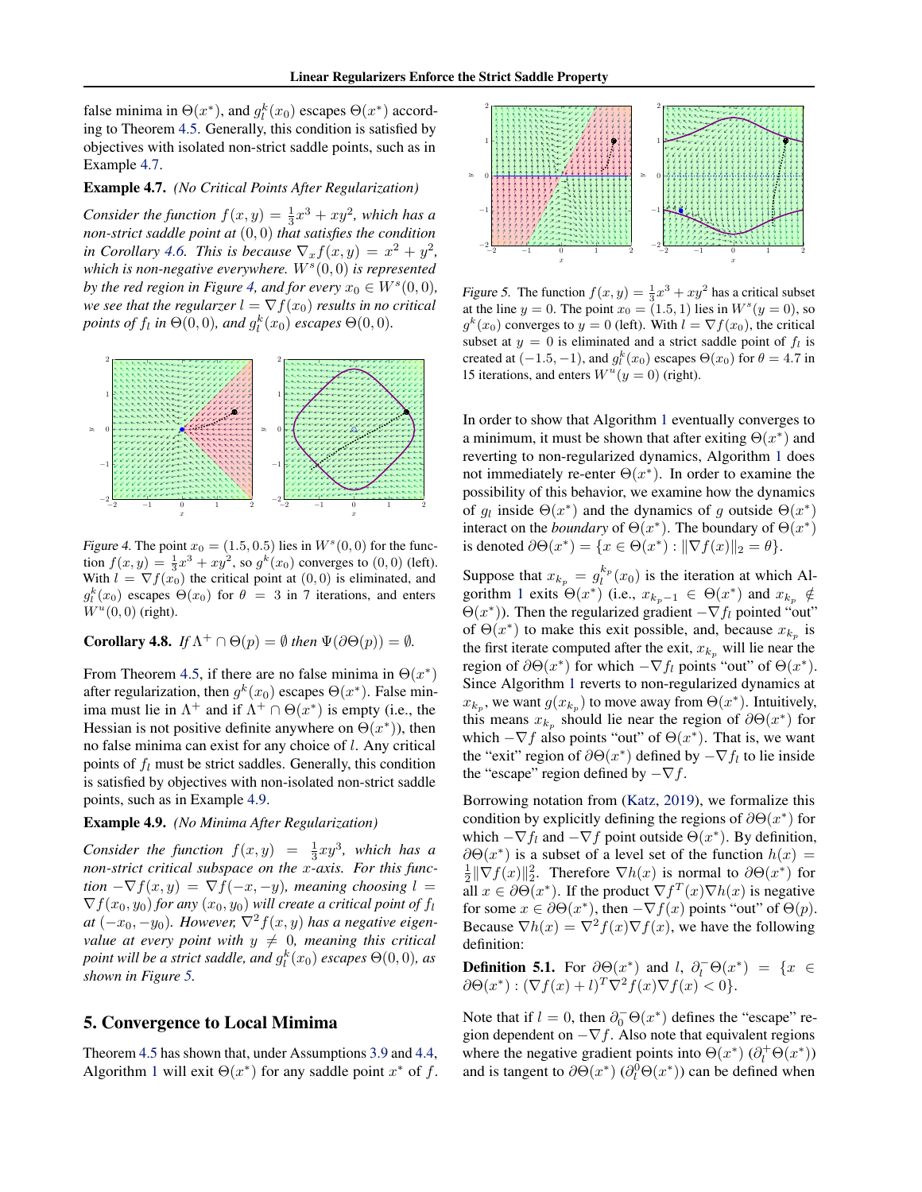false minima in $\Theta(x^*)$, and $g_l^k(x_0)$ escapes $\Theta(x^*)$ according to Theorem 4.5. Generally, this condition is satisfied by objectives with isolated non-strict saddle points, such as in Example 4.7.

**Example 4.7.** *(No Critical Points After Regularization)*

*Consider the function $f(x,y) = \frac{1}{3}x^3 + xy^2$, which has a non-strict saddle point at $(0,0)$ that satisfies the condition in Corollary 4.6. This is because $\nabla_x f(x,y) = x^2 + y^2$, which is non-negative everywhere. $W^s(0,0)$ is represented by the red region in Figure 4, and for every $x_0 \in W^s(0,0)$, we see that the regularzer $l = \nabla f(x_0)$ results in no critical points of $f_l$ in $\Theta(0,0)$, and $g_l^k(x_0)$ escapes $\Theta(0,0)$.*

*Figure 4.* The point $x_0 = (1.5, 0.5)$ lies in $W^s(0,0)$ for the function $f(x,y) = \frac{1}{3}x^3 + xy^2$, so $g^k(x_0)$ converges to $(0,0)$ (left). With $l = \nabla f(x_0)$ the critical point at $(0,0)$ is eliminated, and $g_l^k(x_0)$ escapes $\Theta(x_0)$ for $\theta = 3$ in 7 iterations, and enters $W^u(0,0)$ (right).

**Corollary 4.8.** *If $\Lambda^+ \cap \Theta(p) = \emptyset$ then $\Psi(\partial\Theta(p)) = \emptyset$.*

From Theorem 4.5, if there are no false minima in $\Theta(x^*)$ after regularization, then $g^k(x_0)$ escapes $\Theta(x^*)$. False minima must lie in $\Lambda^+$ and if $\Lambda^+ \cap \Theta(x^*)$ is empty (i.e., the Hessian is not positive definite anywhere on $\Theta(x^*)$), then no false minima can exist for any choice of $l$. Any critical points of $f_l$ must be strict saddles. Generally, this condition is satisfied by objectives with non-isolated non-strict saddle points, such as in Example 4.9.

**Example 4.9.** *(No Minima After Regularization)*

*Consider the function $f(x,y) = \frac{1}{3}xy^3$, which has a non-strict critical subspace on the x-axis. For this function $-\nabla f(x,y) = \nabla f(-x,-y)$, meaning choosing $l = \nabla f(x_0, y_0)$ for any $(x_0, y_0)$ will create a critical point of $f_l$ at $(-x_0, -y_0)$. However, $\nabla^2 f(x,y)$ has a negative eigenvalue at every point with $y \neq 0$, meaning this critical point will be a strict saddle, and $g_l^k(x_0)$ escapes $\Theta(0,0)$, as shown in Figure 5.*

## 5. Convergence to Local Mimima

Theorem 4.5 has shown that, under Assumptions 3.9 and 4.4, Algorithm 1 will exit $\Theta(x^*)$ for any saddle point $x^*$ of $f$.

*Figure 5.* The function $f(x,y) = \frac{1}{3}x^3 + xy^2$ has a critical subset at the line $y = 0$. The point $x_0 = (1.5, 1)$ lies in $W^s(y = 0)$, so $g^k(x_0)$ converges to $y = 0$ (left). With $l = \nabla f(x_0)$, the critical subset at $y = 0$ is eliminated and a strict saddle point of $f_l$ is created at $(-1.5, -1)$, and $g_l^k(x_0)$ escapes $\Theta(x_0)$ for $\theta = 4.7$ in 15 iterations, and enters $W^u(y = 0)$ (right).

In order to show that Algorithm 1 eventually converges to a minimum, it must be shown that after exiting $\Theta(x^*)$ and reverting to non-regularized dynamics, Algorithm 1 does not immediately re-enter $\Theta(x^*)$. In order to examine the possibility of this behavior, we examine how the dynamics of $g_l$ inside $\Theta(x^*)$ and the dynamics of $g$ outside $\Theta(x^*)$ interact on the *boundary* of $\Theta(x^*)$. The boundary of $\Theta(x^*)$ is denoted $\partial\Theta(x^*) = \{x \in \Theta(x^*) : \|\nabla f(x)\|_2 = \theta\}$.

Suppose that $x_{k_p} = g_l^{k_p}(x_0)$ is the iteration at which Algorithm 1 exits $\Theta(x^*)$ (i.e., $x_{k_p - 1} \in \Theta(x^*)$ and $x_{k_p} \notin \Theta(x^*)$). Then the regularized gradient $-\nabla f_l$ pointed "out" of $\Theta(x^*)$ to make this exit possible, and, because $x_{k_p}$ is the first iterate computed after the exit, $x_{k_p}$ will lie near the region of $\partial\Theta(x^*)$ for which $-\nabla f_l$ points "out" of $\Theta(x^*)$. Since Algorithm 1 reverts to non-regularized dynamics at $x_{k_p}$, we want $g(x_{k_p})$ to move away from $\Theta(x^*)$. Intuitively, this means $x_{k_p}$ should lie near the region of $\partial\Theta(x^*)$ for which $-\nabla f$ also points "out" of $\Theta(x^*)$. That is, we want the "exit" region of $\partial\Theta(x^*)$ defined by $-\nabla f_l$ to lie inside the "escape" region defined by $-\nabla f$.

Borrowing notation from (Katz, 2019), we formalize this condition by explicitly defining the regions of $\partial\Theta(x^*)$ for which $-\nabla f_l$ and $-\nabla f$ point outside $\Theta(x^*)$. By definition, $\partial\Theta(x^*)$ is a subset of a level set of the function $h(x) = \frac{1}{2}\|\nabla f(x)\|_2^2$. Therefore $\nabla h(x)$ is normal to $\partial\Theta(x^*)$ for all $x \in \partial\Theta(x^*)$. If the product $\nabla f^T(x)\nabla h(x)$ is negative for some $x \in \partial\Theta(x^*)$, then $-\nabla f(x)$ points "out" of $\Theta(p)$. Because $\nabla h(x) = \nabla^2 f(x)\nabla f(x)$, we have the following definition:

**Definition 5.1.** For $\partial\Theta(x^*)$ and $l$, $\partial_l^-\Theta(x^*) = \{x \in \partial\Theta(x^*) : (\nabla f(x) + l)^T \nabla^2 f(x) \nabla f(x) < 0\}$.

Note that if $l = 0$, then $\partial_0^-\Theta(x^*)$ defines the "escape" region dependent on $-\nabla f$. Also note that equivalent regions where the negative gradient points into $\Theta(x^*)$ ($\partial_l^+\Theta(x^*)$) and is tangent to $\partial\Theta(x^*)$ ($\partial_l^0\Theta(x^*)$) can be defined when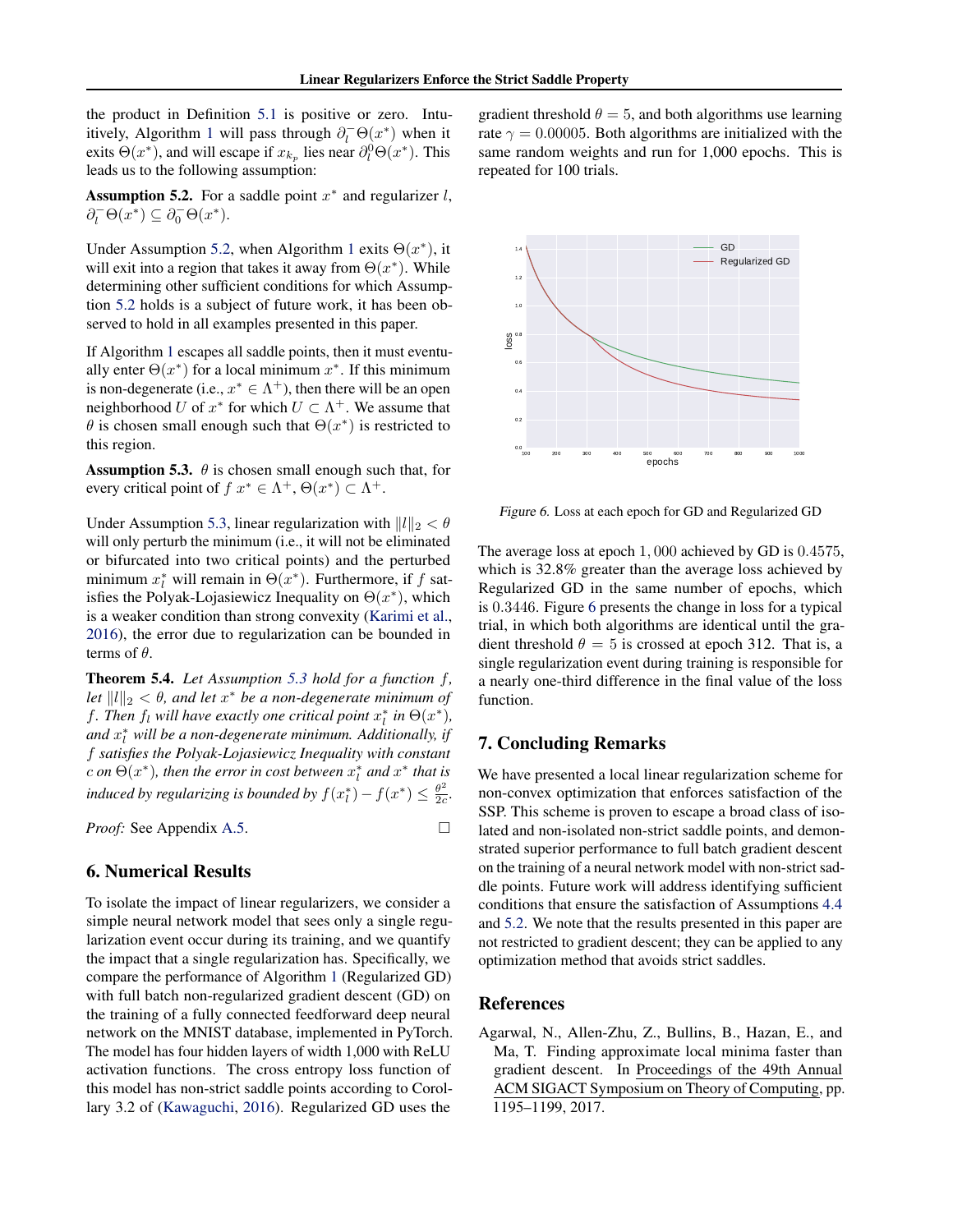the product in Definition 5.1 is positive or zero. Intuitively, Algorithm 1 will pass through $\partial_l^- \Theta(x^*)$ when it exits $\Theta(x^*)$, and will escape if $x_{k_p}$ lies near $\partial_l^0 \Theta(x^*)$. This leads us to the following assumption:

**Assumption 5.2.** For a saddle point $x^*$ and regularizer $l$, $\partial_l^- \Theta(x^*) \subseteq \partial_0^- \Theta(x^*)$.

Under Assumption 5.2, when Algorithm 1 exits $\Theta(x^*)$, it will exit into a region that takes it away from $\Theta(x^*)$. While determining other sufficient conditions for which Assumption 5.2 holds is a subject of future work, it has been observed to hold in all examples presented in this paper.

If Algorithm 1 escapes all saddle points, then it must eventually enter $\Theta(x^*)$ for a local minimum $x^*$. If this minimum is non-degenerate (i.e., $x^* \in \Lambda^+$), then there will be an open neighborhood $U$ of $x^*$ for which $U \subset \Lambda^+$. We assume that $\theta$ is chosen small enough such that $\Theta(x^*)$ is restricted to this region.

**Assumption 5.3.** $\theta$ is chosen small enough such that, for every critical point of $f$ $x^* \in \Lambda^+$, $\Theta(x^*) \subset \Lambda^+$.

Under Assumption 5.3, linear regularization with $\|l\|_2 < \theta$ will only perturb the minimum (i.e., it will not be eliminated or bifurcated into two critical points) and the perturbed minimum $x_l^*$ will remain in $\Theta(x^*)$. Furthermore, if $f$ satisfies the Polyak-Lojasiewicz Inequality on $\Theta(x^*)$, which is a weaker condition than strong convexity (Karimi et al., 2016), the error due to regularization can be bounded in terms of $\theta$.

**Theorem 5.4.** *Let Assumption 5.3 hold for a function $f$, let $\|l\|_2 < \theta$, and let $x^*$ be a non-degenerate minimum of $f$. Then $f_l$ will have exactly one critical point $x_l^*$ in $\Theta(x^*)$, and $x_l^*$ will be a non-degenerate minimum. Additionally, if $f$ satisfies the Polyak-Lojasiewicz Inequality with constant $c$ on $\Theta(x^*)$, then the error in cost between $x_l^*$ and $x^*$ that is induced by regularizing is bounded by $f(x_l^*) - f(x^*) \leq \frac{\theta^2}{2c}$.*

*Proof:* See Appendix A.5. □

## 6. Numerical Results

To isolate the impact of linear regularizers, we consider a simple neural network model that sees only a single regularization event occur during its training, and we quantify the impact that a single regularization has. Specifically, we compare the performance of Algorithm 1 (Regularized GD) with full batch non-regularized gradient descent (GD) on the training of a fully connected feedforward deep neural network on the MNIST database, implemented in PyTorch. The model has four hidden layers of width 1,000 with ReLU activation functions. The cross entropy loss function of this model has non-strict saddle points according to Corollary 3.2 of (Kawaguchi, 2016). Regularized GD uses the gradient threshold $\theta = 5$, and both algorithms use learning rate $\gamma = 0.00005$. Both algorithms are initialized with the same random weights and run for 1,000 epochs. This is repeated for 100 trials.

*Figure 6.* Loss at each epoch for GD and Regularized GD

The average loss at epoch $1,000$ achieved by GD is $0.4575$, which is 32.8% greater than the average loss achieved by Regularized GD in the same number of epochs, which is $0.3446$. Figure 6 presents the change in loss for a typical trial, in which both algorithms are identical until the gradient threshold $\theta = 5$ is crossed at epoch 312. That is, a single regularization event during training is responsible for a nearly one-third difference in the final value of the loss function.

## 7. Concluding Remarks

We have presented a local linear regularization scheme for non-convex optimization that enforces satisfaction of the SSP. This scheme is proven to escape a broad class of isolated and non-isolated non-strict saddle points, and demonstrated superior performance to full batch gradient descent on the training of a neural network model with non-strict saddle points. Future work will address identifying sufficient conditions that ensure the satisfaction of Assumptions 4.4 and 5.2. We note that the results presented in this paper are not restricted to gradient descent; they can be applied to any optimization method that avoids strict saddles.

## References

Agarwal, N., Allen-Zhu, Z., Bullins, B., Hazan, E., and Ma, T. Finding approximate local minima faster than gradient descent. In Proceedings of the 49th Annual ACM SIGACT Symposium on Theory of Computing, pp. 1195–1199, 2017.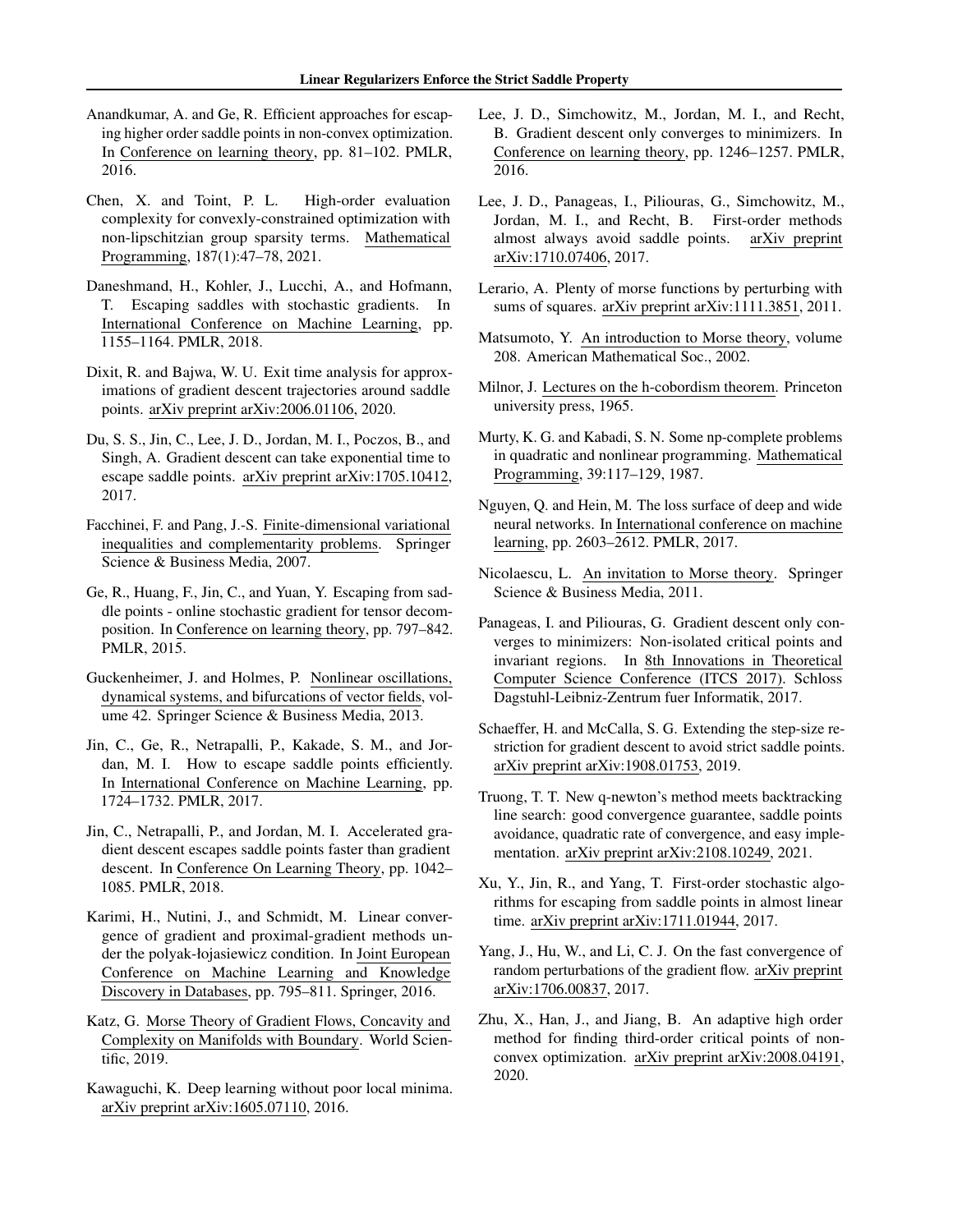Anandkumar, A. and Ge, R. Efficient approaches for escaping higher order saddle points in non-convex optimization. In Conference on learning theory, pp. 81–102. PMLR, 2016.

Chen, X. and Toint, P. L. High-order evaluation complexity for convexly-constrained optimization with non-lipschitzian group sparsity terms. Mathematical Programming, 187(1):47–78, 2021.

Daneshmand, H., Kohler, J., Lucchi, A., and Hofmann, T. Escaping saddles with stochastic gradients. In International Conference on Machine Learning, pp. 1155–1164. PMLR, 2018.

Dixit, R. and Bajwa, W. U. Exit time analysis for approximations of gradient descent trajectories around saddle points. arXiv preprint arXiv:2006.01106, 2020.

Du, S. S., Jin, C., Lee, J. D., Jordan, M. I., Poczos, B., and Singh, A. Gradient descent can take exponential time to escape saddle points. arXiv preprint arXiv:1705.10412, 2017.

Facchinei, F. and Pang, J.-S. Finite-dimensional variational inequalities and complementarity problems. Springer Science & Business Media, 2007.

Ge, R., Huang, F., Jin, C., and Yuan, Y. Escaping from saddle points - online stochastic gradient for tensor decomposition. In Conference on learning theory, pp. 797–842. PMLR, 2015.

Guckenheimer, J. and Holmes, P. Nonlinear oscillations, dynamical systems, and bifurcations of vector fields, volume 42. Springer Science & Business Media, 2013.

Jin, C., Ge, R., Netrapalli, P., Kakade, S. M., and Jordan, M. I. How to escape saddle points efficiently. In International Conference on Machine Learning, pp. 1724–1732. PMLR, 2017.

Jin, C., Netrapalli, P., and Jordan, M. I. Accelerated gradient descent escapes saddle points faster than gradient descent. In Conference On Learning Theory, pp. 1042–1085. PMLR, 2018.

Karimi, H., Nutini, J., and Schmidt, M. Linear convergence of gradient and proximal-gradient methods under the polyak-łojasiewicz condition. In Joint European Conference on Machine Learning and Knowledge Discovery in Databases, pp. 795–811. Springer, 2016.

Katz, G. Morse Theory of Gradient Flows, Concavity and Complexity on Manifolds with Boundary. World Scientific, 2019.

Kawaguchi, K. Deep learning without poor local minima. arXiv preprint arXiv:1605.07110, 2016.

Lee, J. D., Simchowitz, M., Jordan, M. I., and Recht, B. Gradient descent only converges to minimizers. In Conference on learning theory, pp. 1246–1257. PMLR, 2016.

Lee, J. D., Panageas, I., Piliouras, G., Simchowitz, M., Jordan, M. I., and Recht, B. First-order methods almost always avoid saddle points. arXiv preprint arXiv:1710.07406, 2017.

Lerario, A. Plenty of morse functions by perturbing with sums of squares. arXiv preprint arXiv:1111.3851, 2011.

Matsumoto, Y. An introduction to Morse theory, volume 208. American Mathematical Soc., 2002.

Milnor, J. Lectures on the h-cobordism theorem. Princeton university press, 1965.

Murty, K. G. and Kabadi, S. N. Some np-complete problems in quadratic and nonlinear programming. Mathematical Programming, 39:117–129, 1987.

Nguyen, Q. and Hein, M. The loss surface of deep and wide neural networks. In International conference on machine learning, pp. 2603–2612. PMLR, 2017.

Nicolaescu, L. An invitation to Morse theory. Springer Science & Business Media, 2011.

Panageas, I. and Piliouras, G. Gradient descent only converges to minimizers: Non-isolated critical points and invariant regions. In 8th Innovations in Theoretical Computer Science Conference (ITCS 2017). Schloss Dagstuhl-Leibniz-Zentrum fuer Informatik, 2017.

Schaeffer, H. and McCalla, S. G. Extending the step-size restriction for gradient descent to avoid strict saddle points. arXiv preprint arXiv:1908.01753, 2019.

Truong, T. T. New q-newton's method meets backtracking line search: good convergence guarantee, saddle points avoidance, quadratic rate of convergence, and easy implementation. arXiv preprint arXiv:2108.10249, 2021.

Xu, Y., Jin, R., and Yang, T. First-order stochastic algorithms for escaping from saddle points in almost linear time. arXiv preprint arXiv:1711.01944, 2017.

Yang, J., Hu, W., and Li, C. J. On the fast convergence of random perturbations of the gradient flow. arXiv preprint arXiv:1706.00837, 2017.

Zhu, X., Han, J., and Jiang, B. An adaptive high order method for finding third-order critical points of nonconvex optimization. arXiv preprint arXiv:2008.04191, 2020.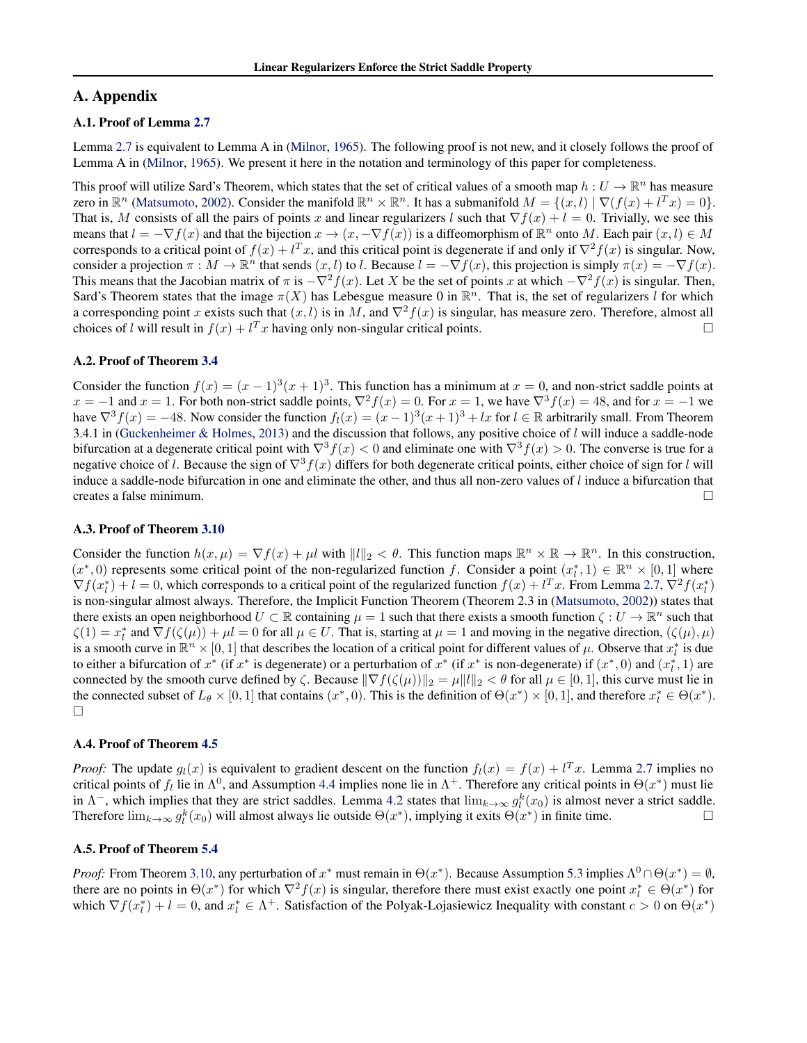## A. Appendix

### A.1. Proof of Lemma 2.7

Lemma 2.7 is equivalent to Lemma A in (Milnor, 1965). The following proof is not new, and it closely follows the proof of Lemma A in (Milnor, 1965). We present it here in the notation and terminology of this paper for completeness.

This proof will utilize Sard's Theorem, which states that the set of critical values of a smooth map $h : U \to \mathbb{R}^n$ has measure zero in $\mathbb{R}^n$ (Matsumoto, 2002). Consider the manifold $\mathbb{R}^n \times \mathbb{R}^n$. It has a submanifold $M = \{(x, l) \mid \nabla(f(x) + l^T x) = 0\}$. That is, $M$ consists of all the pairs of points $x$ and linear regularizers $l$ such that $\nabla f(x) + l = 0$. Trivially, we see this means that $l = -\nabla f(x)$ and that the bijection $x \to (x, -\nabla f(x))$ is a diffeomorphism of $\mathbb{R}^n$ onto $M$. Each pair $(x, l) \in M$ corresponds to a critical point of $f(x) + l^T x$, and this critical point is degenerate if and only if $\nabla^2 f(x)$ is singular. Now, consider a projection $\pi : M \to \mathbb{R}^n$ that sends $(x, l)$ to $l$. Because $l = -\nabla f(x)$, this projection is simply $\pi(x) = -\nabla f(x)$. This means that the Jacobian matrix of $\pi$ is $-\nabla^2 f(x)$. Let $X$ be the set of points $x$ at which $-\nabla^2 f(x)$ is singular. Then, Sard's Theorem states that the image $\pi(X)$ has Lebesgue measure 0 in $\mathbb{R}^n$. That is, the set of regularizers $l$ for which a corresponding point $x$ exists such that $(x, l)$ is in $M$, and $\nabla^2 f(x)$ is singular, has measure zero. Therefore, almost all choices of $l$ will result in $f(x) + l^T x$ having only non-singular critical points. □

### A.2. Proof of Theorem 3.4

Consider the function $f(x) = (x - 1)^3(x + 1)^3$. This function has a minimum at $x = 0$, and non-strict saddle points at $x = -1$ and $x = 1$. For both non-strict saddle points, $\nabla^2 f(x) = 0$. For $x = 1$, we have $\nabla^3 f(x) = 48$, and for $x = -1$ we have $\nabla^3 f(x) = -48$. Now consider the function $f_l(x) = (x - 1)^3(x + 1)^3 + lx$ for $l \in \mathbb{R}$ arbitrarily small. From Theorem 3.4.1 in (Guckenheimer & Holmes, 2013) and the discussion that follows, any positive choice of $l$ will induce a saddle-node bifurcation at a degenerate critical point with $\nabla^3 f(x) < 0$ and eliminate one with $\nabla^3 f(x) > 0$. The converse is true for a negative choice of $l$. Because the sign of $\nabla^3 f(x)$ differs for both degenerate critical points, either choice of sign for $l$ will induce a saddle-node bifurcation in one and eliminate the other, and thus all non-zero values of $l$ induce a bifurcation that creates a false minimum. □

### A.3. Proof of Theorem 3.10

Consider the function $h(x, \mu) = \nabla f(x) + \mu l$ with $\|l\|_2 < \theta$. This function maps $\mathbb{R}^n \times \mathbb{R} \to \mathbb{R}^n$. In this construction, $(x^*, 0)$ represents some critical point of the non-regularized function $f$. Consider a point $(x_l^*, 1) \in \mathbb{R}^n \times [0, 1]$ where $\nabla f(x_l^*) + l = 0$, which corresponds to a critical point of the regularized function $f(x) + l^T x$. From Lemma 2.7, $\nabla^2 f(x_l^*)$ is non-singular almost always. Therefore, the Implicit Function Theorem (Theorem 2.3 in (Matsumoto, 2002)) states that there exists an open neighborhood $U \subset \mathbb{R}$ containing $\mu = 1$ such that there exists a smooth function $\zeta : U \to \mathbb{R}^n$ such that $\zeta(1) = x_l^*$ and $\nabla f(\zeta(\mu)) + \mu l = 0$ for all $\mu \in U$. That is, starting at $\mu = 1$ and moving in the negative direction, $(\zeta(\mu), \mu)$ is a smooth curve in $\mathbb{R}^n \times [0, 1]$ that describes the location of a critical point for different values of $\mu$. Observe that $x_l^*$ is due to either a bifurcation of $x^*$ (if $x^*$ is degenerate) or a perturbation of $x^*$ (if $x^*$ is non-degenerate) if $(x^*, 0)$ and $(x_l^*, 1)$ are connected by the smooth curve defined by $\zeta$. Because $\|\nabla f(\zeta(\mu))\|_2 = \mu \|l\|_2 < \theta$ for all $\mu \in [0, 1]$, this curve must lie in the connected subset of $L_\theta \times [0, 1]$ that contains $(x^*, 0)$. This is the definition of $\Theta(x^*) \times [0, 1]$, and therefore $x_l^* \in \Theta(x^*)$. □

### A.4. Proof of Theorem 4.5

*Proof:* The update $g_l(x)$ is equivalent to gradient descent on the function $f_l(x) = f(x) + l^T x$. Lemma 2.7 implies no critical points of $f_l$ lie in $\Lambda^0$, and Assumption 4.4 implies none lie in $\Lambda^+$. Therefore any critical points in $\Theta(x^*)$ must lie in $\Lambda^-$, which implies that they are strict saddles. Lemma 4.2 states that $\lim_{k\to\infty} g_l^k(x_0)$ is almost never a strict saddle. Therefore $\lim_{k\to\infty} g_l^k(x_0)$ will almost always lie outside $\Theta(x^*)$, implying it exits $\Theta(x^*)$ in finite time. □

### A.5. Proof of Theorem 5.4

*Proof:* From Theorem 3.10, any perturbation of $x^*$ must remain in $\Theta(x^*)$. Because Assumption 5.3 implies $\Lambda^0 \cap \Theta(x^*) = \emptyset$, there are no points in $\Theta(x^*)$ for which $\nabla^2 f(x)$ is singular, therefore there must exist exactly one point $x_l^* \in \Theta(x^*)$ for which $\nabla f(x_l^*) + l = 0$, and $x_l^* \in \Lambda^+$. Satisfaction of the Polyak-Lojasiewicz Inequality with constant $c > 0$ on $\Theta(x^*)$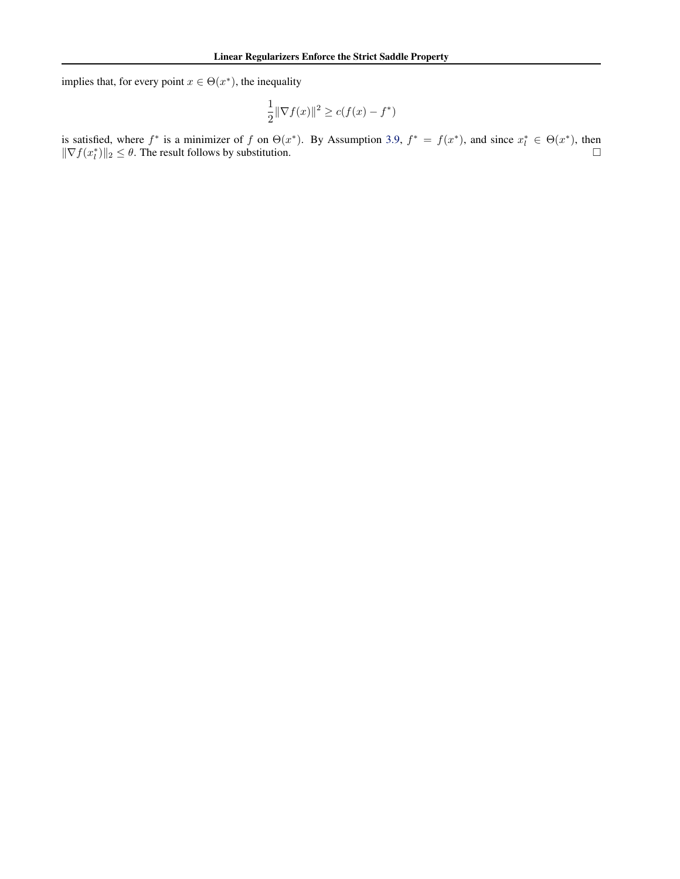implies that, for every point $x \in \Theta(x^*)$, the inequality

$$\frac{1}{2}\|\nabla f(x)\|^2 \geq c(f(x) - f^*)$$

is satisfied, where $f^*$ is a minimizer of $f$ on $\Theta(x^*)$. By Assumption 3.9, $f^* = f(x^*)$, and since $x_l^* \in \Theta(x^*)$, then $\|\nabla f(x_l^*)\|_2 \leq \theta$. The result follows by substitution. □